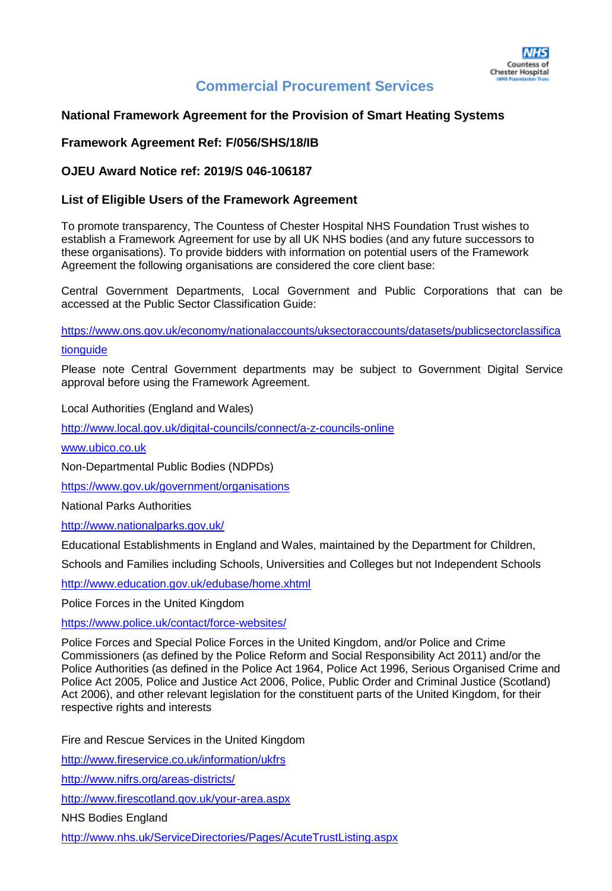# Commercial Procurement Services

**National Framework Agreement for the Provision of Smart Heating Systems**

**Framework Agreement Ref: F/056/SHS/18/IB**

**OJEU Award Notice ref: 2019/S 046-106187**

**List of Eligible Users of the Framework Agreement**

To promote transparency, The Countess of Chester Hospital NHS Foundation Trust wishes to establish a Framework Agreement for use by all UK NHS bodies (and any future successors to these organisations). To provide bidders with information on potential users of the Framework Agreement the following organisations are considered the core client base:

Central Government Departments, Local Government and Public Corporations that can be accessed at the Public Sector Classification Guide:

https://www.ons.gov.uk/economy/nationalaccounts/uksectoraccounts/datasets/publicsectorclassificationguide

Please note Central Government departments may be subject to Government Digital Service approval before using the Framework Agreement.

Local Authorities (England and Wales)

http://www.local.gov.uk/digital-councils/connect/a-z-councils-online

www.ubico.co.uk

Non-Departmental Public Bodies (NDPDs)

https://www.gov.uk/government/organisations

National Parks Authorities

http://www.nationalparks.gov.uk/

Educational Establishments in England and Wales, maintained by the Department for Children, Schools and Families including Schools, Universities and Colleges but not Independent Schools

http://www.education.gov.uk/edubase/home.xhtml

Police Forces in the United Kingdom

https://www.police.uk/contact/force-websites/

Police Forces and Special Police Forces in the United Kingdom, and/or Police and Crime Commissioners (as defined by the Police Reform and Social Responsibility Act 2011) and/or the Police Authorities (as defined in the Police Act 1964, Police Act 1996, Serious Organised Crime and Police Act 2005, Police and Justice Act 2006, Police, Public Order and Criminal Justice (Scotland) Act 2006), and other relevant legislation for the constituent parts of the United Kingdom, for their respective rights and interests

Fire and Rescue Services in the United Kingdom

http://www.fireservice.co.uk/information/ukfrs

http://www.nifrs.org/areas-districts/

http://www.firescotland.gov.uk/your-area.aspx

NHS Bodies England

http://www.nhs.uk/ServiceDirectories/Pages/AcuteTrustListing.aspx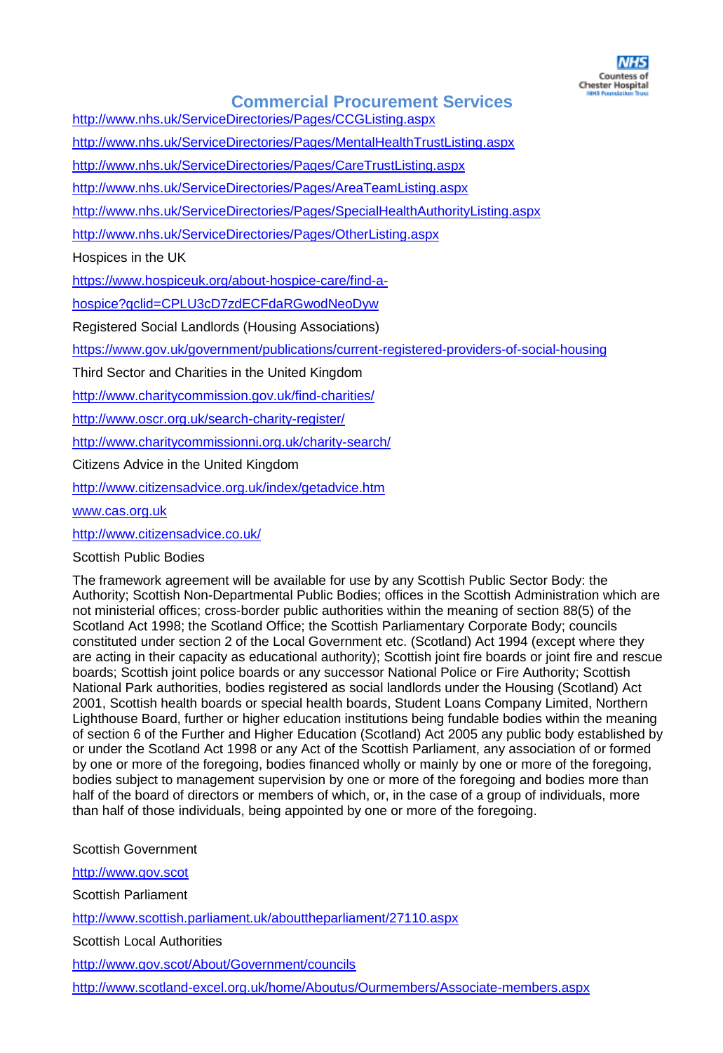## Commercial Procurement Services

http://www.nhs.uk/ServiceDirectories/Pages/CCGListing.aspx

http://www.nhs.uk/ServiceDirectories/Pages/MentalHealthTrustListing.aspx

http://www.nhs.uk/ServiceDirectories/Pages/CareTrustListing.aspx

http://www.nhs.uk/ServiceDirectories/Pages/AreaTeamListing.aspx

http://www.nhs.uk/ServiceDirectories/Pages/SpecialHealthAuthorityListing.aspx

http://www.nhs.uk/ServiceDirectories/Pages/OtherListing.aspx

Hospices in the UK

https://www.hospiceuk.org/about-hospice-care/find-a-hospice?gclid=CPLU3cD7zdECFdaRGwodNeoDyw

Registered Social Landlords (Housing Associations)

https://www.gov.uk/government/publications/current-registered-providers-of-social-housing

Third Sector and Charities in the United Kingdom

http://www.charitycommission.gov.uk/find-charities/

http://www.oscr.org.uk/search-charity-register/

http://www.charitycommissionni.org.uk/charity-search/

Citizens Advice in the United Kingdom

http://www.citizensadvice.org.uk/index/getadvice.htm

www.cas.org.uk

http://www.citizensadvice.co.uk/

Scottish Public Bodies

The framework agreement will be available for use by any Scottish Public Sector Body: the Authority; Scottish Non-Departmental Public Bodies; offices in the Scottish Administration which are not ministerial offices; cross-border public authorities within the meaning of section 88(5) of the Scotland Act 1998; the Scotland Office; the Scottish Parliamentary Corporate Body; councils constituted under section 2 of the Local Government etc. (Scotland) Act 1994 (except where they are acting in their capacity as educational authority); Scottish joint fire boards or joint fire and rescue boards; Scottish joint police boards or any successor National Police or Fire Authority; Scottish National Park authorities, bodies registered as social landlords under the Housing (Scotland) Act 2001, Scottish health boards or special health boards, Student Loans Company Limited, Northern Lighthouse Board, further or higher education institutions being fundable bodies within the meaning of section 6 of the Further and Higher Education (Scotland) Act 2005 any public body established by or under the Scotland Act 1998 or any Act of the Scottish Parliament, any association of or formed by one or more of the foregoing, bodies financed wholly or mainly by one or more of the foregoing, bodies subject to management supervision by one or more of the foregoing and bodies more than half of the board of directors or members of which, or, in the case of a group of individuals, more than half of those individuals, being appointed by one or more of the foregoing.

Scottish Government

http://www.gov.scot

Scottish Parliament

http://www.scottish.parliament.uk/abouttheparliament/27110.aspx

Scottish Local Authorities

http://www.gov.scot/About/Government/councils

http://www.scotland-excel.org.uk/home/Aboutus/Ourmembers/Associate-members.aspx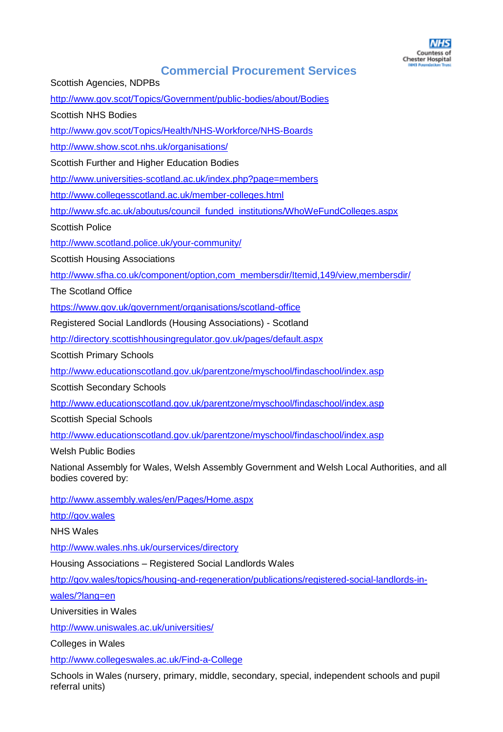## Commercial Procurement Services

Scottish Agencies, NDPBs

http://www.gov.scot/Topics/Government/public-bodies/about/Bodies

Scottish NHS Bodies

http://www.gov.scot/Topics/Health/NHS-Workforce/NHS-Boards

http://www.show.scot.nhs.uk/organisations/

Scottish Further and Higher Education Bodies

http://www.universities-scotland.ac.uk/index.php?page=members

http://www.collegesscotland.ac.uk/member-colleges.html

http://www.sfc.ac.uk/aboutus/council_funded_institutions/WhoWeFundColleges.aspx

Scottish Police

http://www.scotland.police.uk/your-community/

Scottish Housing Associations

http://www.sfha.co.uk/component/option,com_membersdir/Itemid,149/view,membersdir/

The Scotland Office

https://www.gov.uk/government/organisations/scotland-office

Registered Social Landlords (Housing Associations) - Scotland

http://directory.scottishhousingregulator.gov.uk/pages/default.aspx

Scottish Primary Schools

http://www.educationscotland.gov.uk/parentzone/myschool/findaschool/index.asp

Scottish Secondary Schools

http://www.educationscotland.gov.uk/parentzone/myschool/findaschool/index.asp

Scottish Special Schools

http://www.educationscotland.gov.uk/parentzone/myschool/findaschool/index.asp

Welsh Public Bodies

National Assembly for Wales, Welsh Assembly Government and Welsh Local Authorities, and all bodies covered by:

http://www.assembly.wales/en/Pages/Home.aspx

http://gov.wales

NHS Wales

http://www.wales.nhs.uk/ourservices/directory

Housing Associations – Registered Social Landlords Wales

http://gov.wales/topics/housing-and-regeneration/publications/registered-social-landlords-in-wales/?lang=en

Universities in Wales

http://www.uniswales.ac.uk/universities/

Colleges in Wales

http://www.collegeswales.ac.uk/Find-a-College

Schools in Wales (nursery, primary, middle, secondary, special, independent schools and pupil referral units)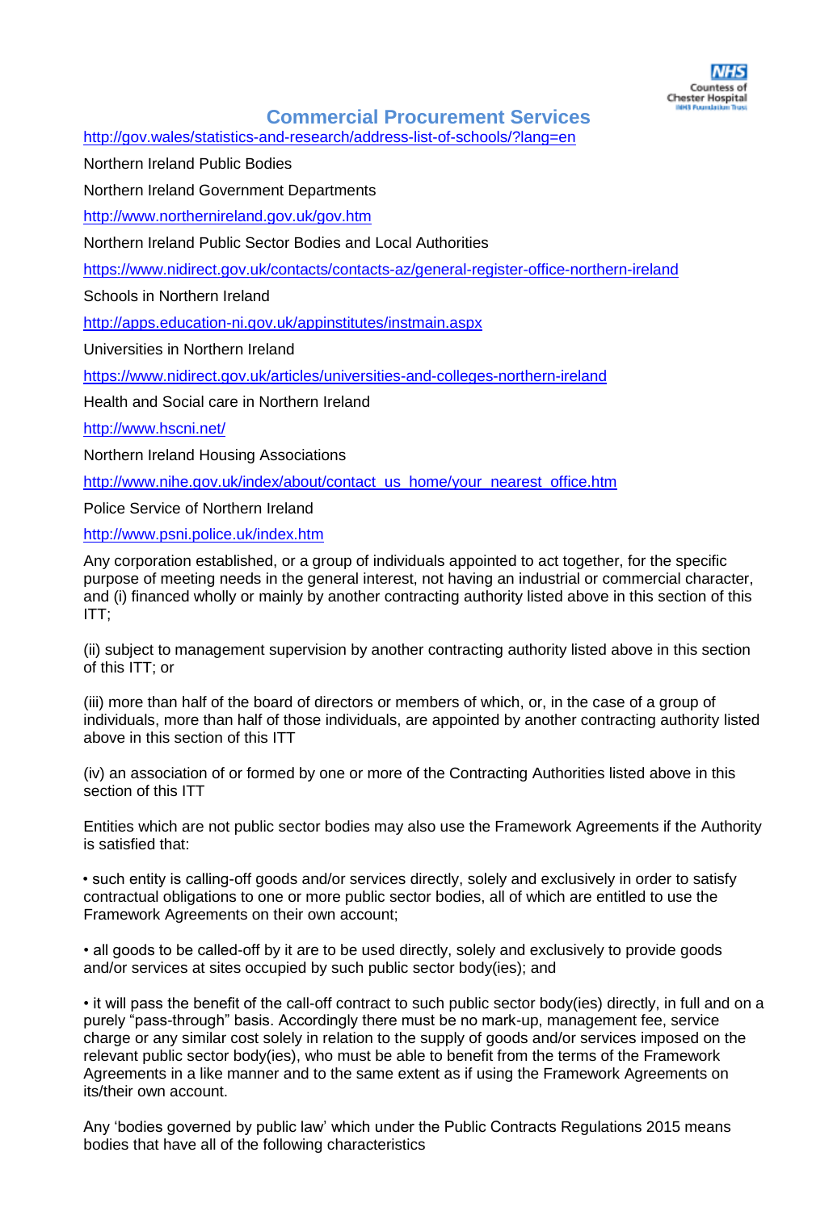## Commercial Procurement Services

http://gov.wales/statistics-and-research/address-list-of-schools/?lang=en

Northern Ireland Public Bodies

Northern Ireland Government Departments

http://www.northernireland.gov.uk/gov.htm

Northern Ireland Public Sector Bodies and Local Authorities

https://www.nidirect.gov.uk/contacts/contacts-az/general-register-office-northern-ireland

Schools in Northern Ireland

http://apps.education-ni.gov.uk/appinstitutes/instmain.aspx

Universities in Northern Ireland

https://www.nidirect.gov.uk/articles/universities-and-colleges-northern-ireland

Health and Social care in Northern Ireland

http://www.hscni.net/

Northern Ireland Housing Associations

http://www.nihe.gov.uk/index/about/contact_us_home/your_nearest_office.htm

Police Service of Northern Ireland

http://www.psni.police.uk/index.htm

Any corporation established, or a group of individuals appointed to act together, for the specific purpose of meeting needs in the general interest, not having an industrial or commercial character, and (i) financed wholly or mainly by another contracting authority listed above in this section of this ITT;

(ii) subject to management supervision by another contracting authority listed above in this section of this ITT; or

(iii) more than half of the board of directors or members of which, or, in the case of a group of individuals, more than half of those individuals, are appointed by another contracting authority listed above in this section of this ITT

(iv) an association of or formed by one or more of the Contracting Authorities listed above in this section of this ITT

Entities which are not public sector bodies may also use the Framework Agreements if the Authority is satisfied that:

- such entity is calling-off goods and/or services directly, solely and exclusively in order to satisfy contractual obligations to one or more public sector bodies, all of which are entitled to use the Framework Agreements on their own account;

- all goods to be called-off by it are to be used directly, solely and exclusively to provide goods and/or services at sites occupied by such public sector body(ies); and

- it will pass the benefit of the call-off contract to such public sector body(ies) directly, in full and on a purely "pass-through" basis. Accordingly there must be no mark-up, management fee, service charge or any similar cost solely in relation to the supply of goods and/or services imposed on the relevant public sector body(ies), who must be able to benefit from the terms of the Framework Agreements in a like manner and to the same extent as if using the Framework Agreements on its/their own account.

Any 'bodies governed by public law' which under the Public Contracts Regulations 2015 means bodies that have all of the following characteristics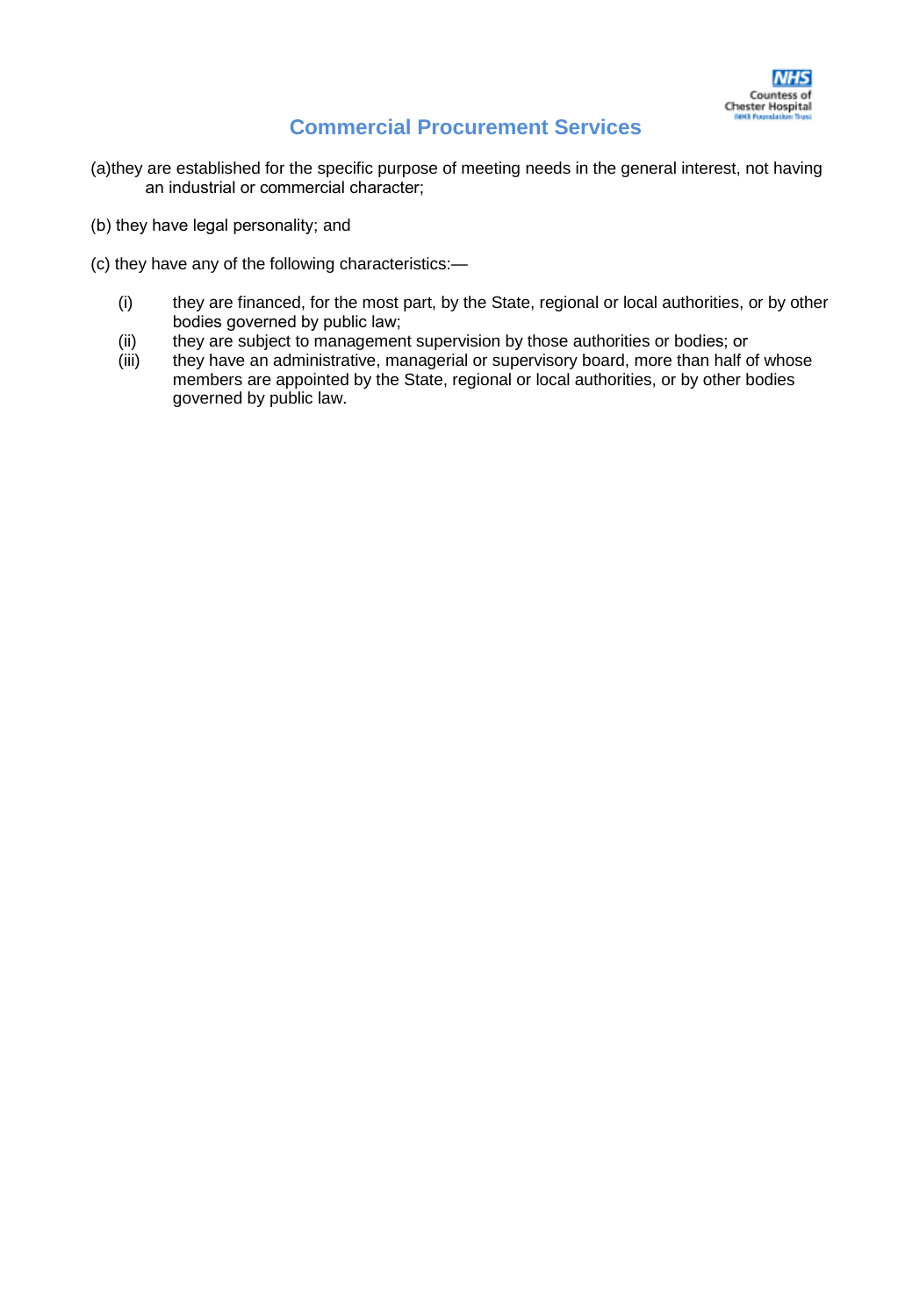(a) they are established for the specific purpose of meeting needs in the general interest, not having an industrial or commercial character;

(b) they have legal personality; and

(c) they have any of the following characteristics:—

- (i) they are financed, for the most part, by the State, regional or local authorities, or by other bodies governed by public law;
- (ii) they are subject to management supervision by those authorities or bodies; or
- (iii) they have an administrative, managerial or supervisory board, more than half of whose members are appointed by the State, regional or local authorities, or by other bodies governed by public law.